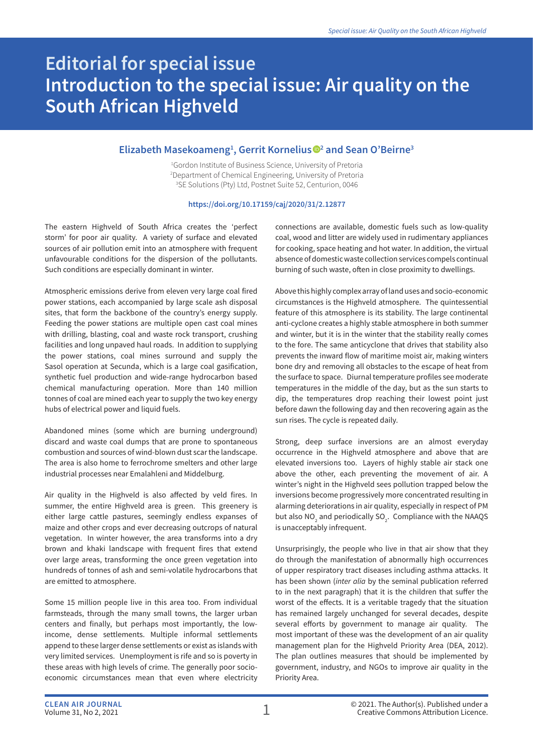# Editorial for special issue

# Introduction to the special issue: Air quality on the South African Highveld

**Elizabeth Masekoameng[1], Gerrit Kornelius[2] and Sean O'Beirne[3]**

[1]Gordon Institute of Business Science, University of Pretoria
[2]Department of Chemical Engineering, University of Pretoria
[3]SE Solutions (Pty) Ltd, Postnet Suite 52, Centurion, 0046

https://doi.org/10.17159/caj/2020/31/2.12877

The eastern Highveld of South Africa creates the 'perfect storm' for poor air quality. A variety of surface and elevated sources of air pollution emit into an atmosphere with frequent unfavourable conditions for the dispersion of the pollutants. Such conditions are especially dominant in winter.

Atmospheric emissions derive from eleven very large coal fired power stations, each accompanied by large scale ash disposal sites, that form the backbone of the country's energy supply. Feeding the power stations are multiple open cast coal mines with drilling, blasting, coal and waste rock transport, crushing facilities and long unpaved haul roads. In addition to supplying the power stations, coal mines surround and supply the Sasol operation at Secunda, which is a large coal gasification, synthetic fuel production and wide-range hydrocarbon based chemical manufacturing operation. More than 140 million tonnes of coal are mined each year to supply the two key energy hubs of electrical power and liquid fuels.

Abandoned mines (some which are burning underground) discard and waste coal dumps that are prone to spontaneous combustion and sources of wind-blown dust scar the landscape. The area is also home to ferrochrome smelters and other large industrial processes near Emalahleni and Middelburg.

Air quality in the Highveld is also affected by veld fires. In summer, the entire Highveld area is green. This greenery is either large cattle pastures, seemingly endless expanses of maize and other crops and ever decreasing outcrops of natural vegetation. In winter however, the area transforms into a dry brown and khaki landscape with frequent fires that extend over large areas, transforming the once green vegetation into hundreds of tonnes of ash and semi-volatile hydrocarbons that are emitted to atmosphere.

Some 15 million people live in this area too. From individual farmsteads, through the many small towns, the larger urban centers and finally, but perhaps most importantly, the low-income, dense settlements. Multiple informal settlements append to these larger dense settlements or exist as islands with very limited services. Unemployment is rife and so is poverty in these areas with high levels of crime. The generally poor socio-economic circumstances mean that even where electricity connections are available, domestic fuels such as low-quality coal, wood and litter are widely used in rudimentary appliances for cooking, space heating and hot water. In addition, the virtual absence of domestic waste collection services compels continual burning of such waste, often in close proximity to dwellings.

Above this highly complex array of land uses and socio-economic circumstances is the Highveld atmosphere. The quintessential feature of this atmosphere is its stability. The large continental anti-cyclone creates a highly stable atmosphere in both summer and winter, but it is in the winter that the stability really comes to the fore. The same anticyclone that drives that stability also prevents the inward flow of maritime moist air, making winters bone dry and removing all obstacles to the escape of heat from the surface to space. Diurnal temperature profiles see moderate temperatures in the middle of the day, but as the sun starts to dip, the temperatures drop reaching their lowest point just before dawn the following day and then recovering again as the sun rises. The cycle is repeated daily.

Strong, deep surface inversions are an almost everyday occurrence in the Highveld atmosphere and above that are elevated inversions too. Layers of highly stable air stack one above the other, each preventing the movement of air. A winter's night in the Highveld sees pollution trapped below the inversions become progressively more concentrated resulting in alarming deteriorations in air quality, especially in respect of PM but also $NO_2$ and periodically $SO_2$. Compliance with the NAAQS is unacceptably infrequent.

Unsurprisingly, the people who live in that air show that they do through the manifestation of abnormally high occurrences of upper respiratory tract diseases including asthma attacks. It has been shown (*inter alia* by the seminal publication referred to in the next paragraph) that it is the children that suffer the worst of the effects. It is a veritable tragedy that the situation has remained largely unchanged for several decades, despite several efforts by government to manage air quality. The most important of these was the development of an air quality management plan for the Highveld Priority Area (DEA, 2012). The plan outlines measures that should be implemented by government, industry, and NGOs to improve air quality in the Priority Area.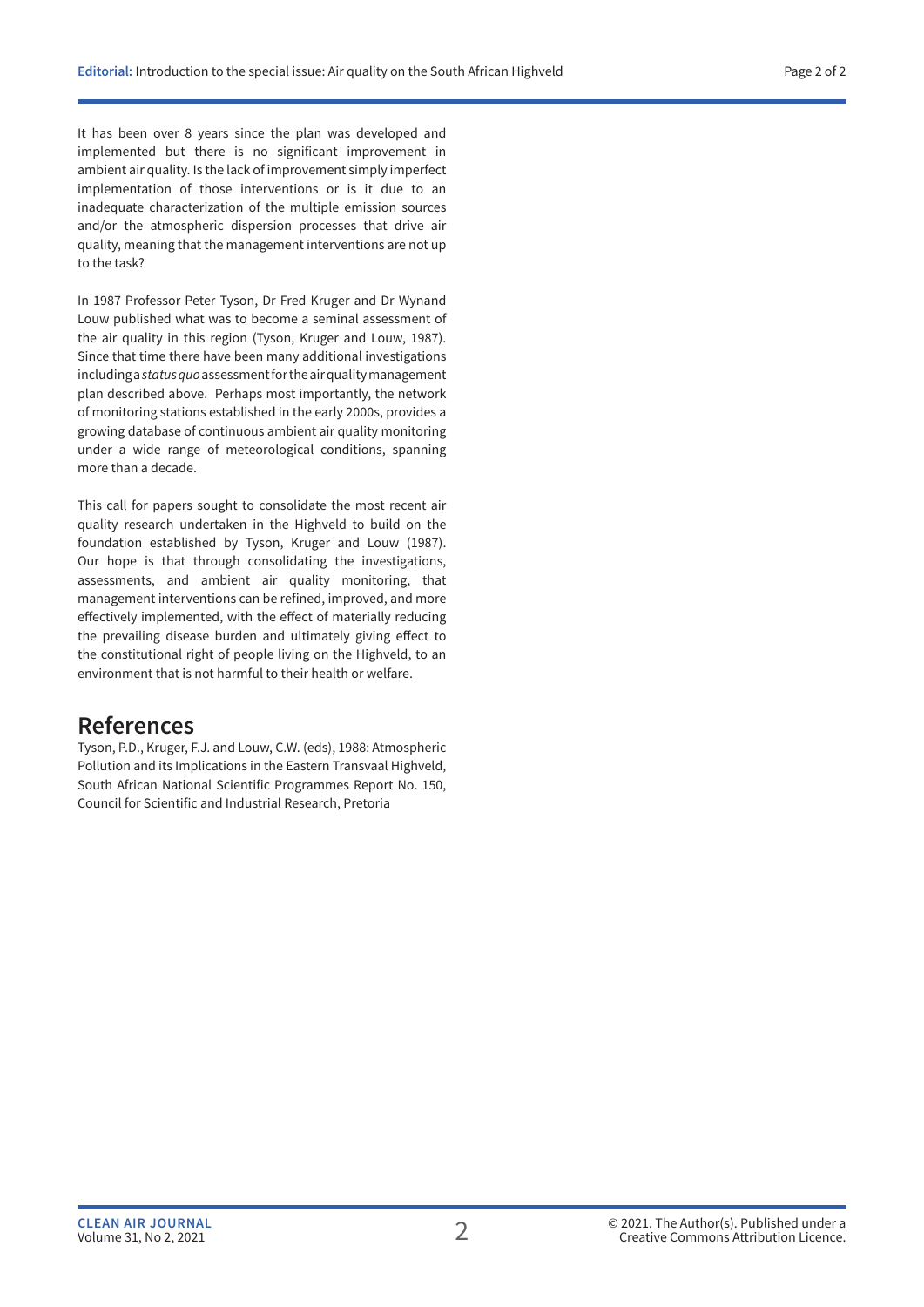It has been over 8 years since the plan was developed and implemented but there is no significant improvement in ambient air quality. Is the lack of improvement simply imperfect implementation of those interventions or is it due to an inadequate characterization of the multiple emission sources and/or the atmospheric dispersion processes that drive air quality, meaning that the management interventions are not up to the task?

In 1987 Professor Peter Tyson, Dr Fred Kruger and Dr Wynand Louw published what was to become a seminal assessment of the air quality in this region (Tyson, Kruger and Louw, 1987). Since that time there have been many additional investigations including a *status quo* assessment for the air quality management plan described above. Perhaps most importantly, the network of monitoring stations established in the early 2000s, provides a growing database of continuous ambient air quality monitoring under a wide range of meteorological conditions, spanning more than a decade.

This call for papers sought to consolidate the most recent air quality research undertaken in the Highveld to build on the foundation established by Tyson, Kruger and Louw (1987). Our hope is that through consolidating the investigations, assessments, and ambient air quality monitoring, that management interventions can be refined, improved, and more effectively implemented, with the effect of materially reducing the prevailing disease burden and ultimately giving effect to the constitutional right of people living on the Highveld, to an environment that is not harmful to their health or welfare.

## References

Tyson, P.D., Kruger, F.J. and Louw, C.W. (eds), 1988: Atmospheric Pollution and its Implications in the Eastern Transvaal Highveld, South African National Scientific Programmes Report No. 150, Council for Scientific and Industrial Research, Pretoria